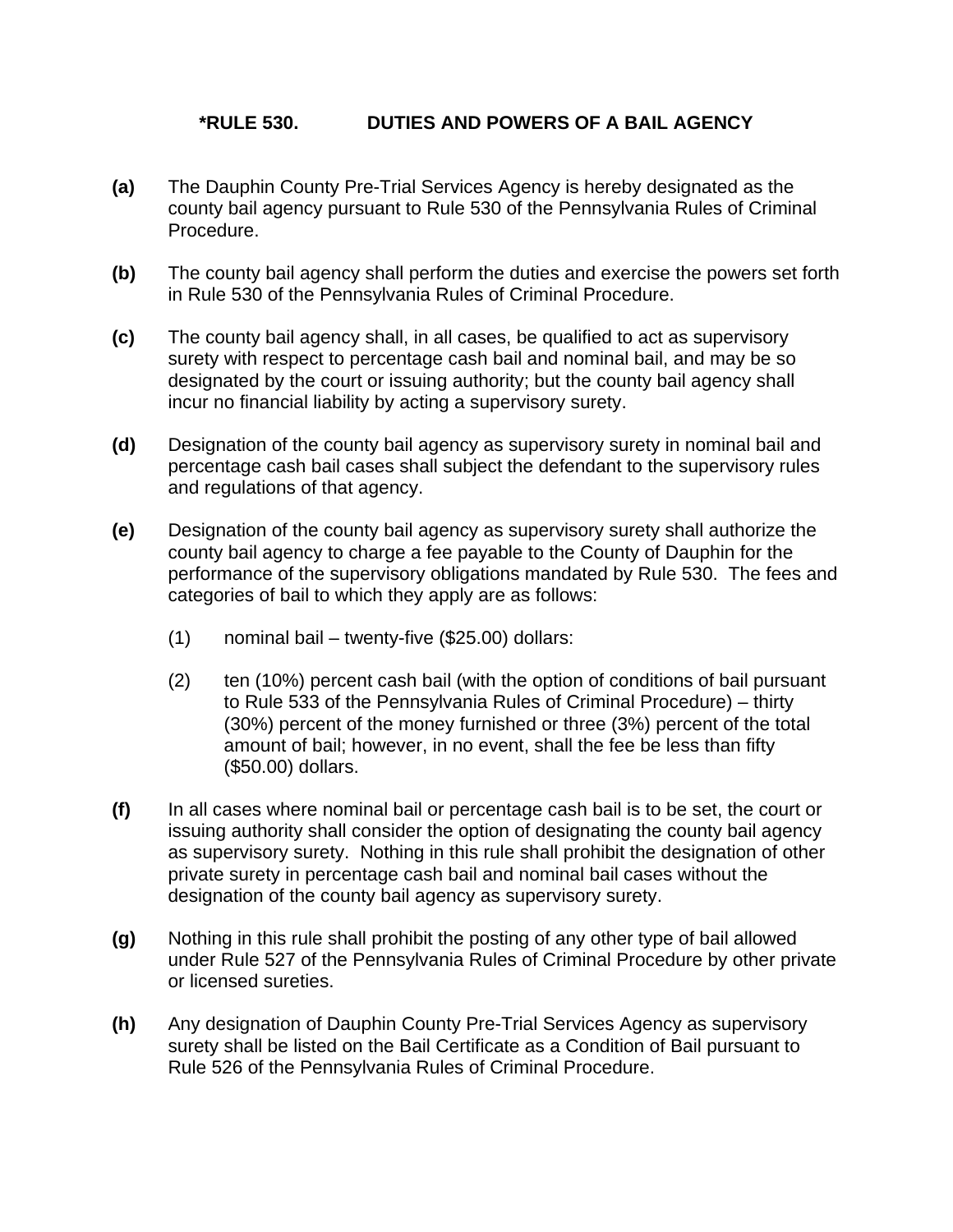# *RULE 530. DUTIES AND POWERS OF A BAIL AGENCY

**(a)** The Dauphin County Pre-Trial Services Agency is hereby designated as the county bail agency pursuant to Rule 530 of the Pennsylvania Rules of Criminal Procedure.

**(b)** The county bail agency shall perform the duties and exercise the powers set forth in Rule 530 of the Pennsylvania Rules of Criminal Procedure.

**(c)** The county bail agency shall, in all cases, be qualified to act as supervisory surety with respect to percentage cash bail and nominal bail, and may be so designated by the court or issuing authority; but the county bail agency shall incur no financial liability by acting a supervisory surety.

**(d)** Designation of the county bail agency as supervisory surety in nominal bail and percentage cash bail cases shall subject the defendant to the supervisory rules and regulations of that agency.

**(e)** Designation of the county bail agency as supervisory surety shall authorize the county bail agency to charge a fee payable to the County of Dauphin for the performance of the supervisory obligations mandated by Rule 530. The fees and categories of bail to which they apply are as follows:

(1) nominal bail – twenty-five ($25.00) dollars:

(2) ten (10%) percent cash bail (with the option of conditions of bail pursuant to Rule 533 of the Pennsylvania Rules of Criminal Procedure) – thirty (30%) percent of the money furnished or three (3%) percent of the total amount of bail; however, in no event, shall the fee be less than fifty ($50.00) dollars.

**(f)** In all cases where nominal bail or percentage cash bail is to be set, the court or issuing authority shall consider the option of designating the county bail agency as supervisory surety. Nothing in this rule shall prohibit the designation of other private surety in percentage cash bail and nominal bail cases without the designation of the county bail agency as supervisory surety.

**(g)** Nothing in this rule shall prohibit the posting of any other type of bail allowed under Rule 527 of the Pennsylvania Rules of Criminal Procedure by other private or licensed sureties.

**(h)** Any designation of Dauphin County Pre-Trial Services Agency as supervisory surety shall be listed on the Bail Certificate as a Condition of Bail pursuant to Rule 526 of the Pennsylvania Rules of Criminal Procedure.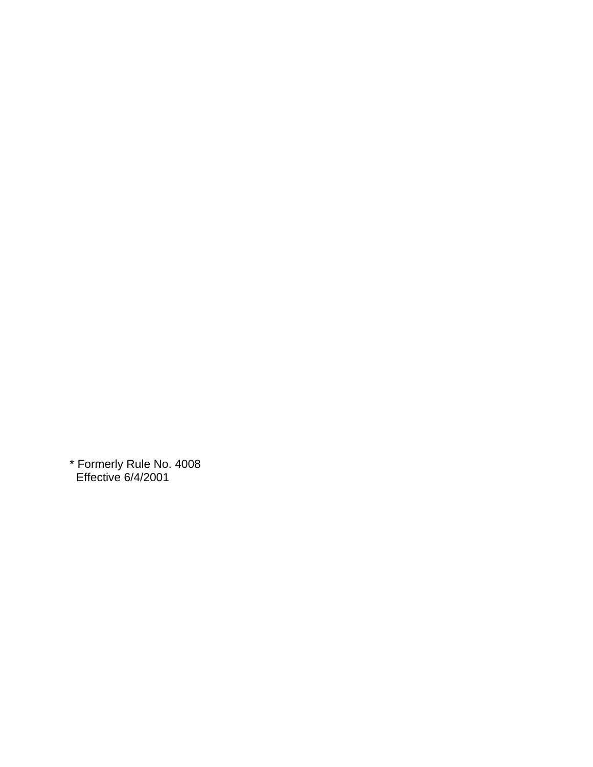* Formerly Rule No. 4008
Effective 6/4/2001